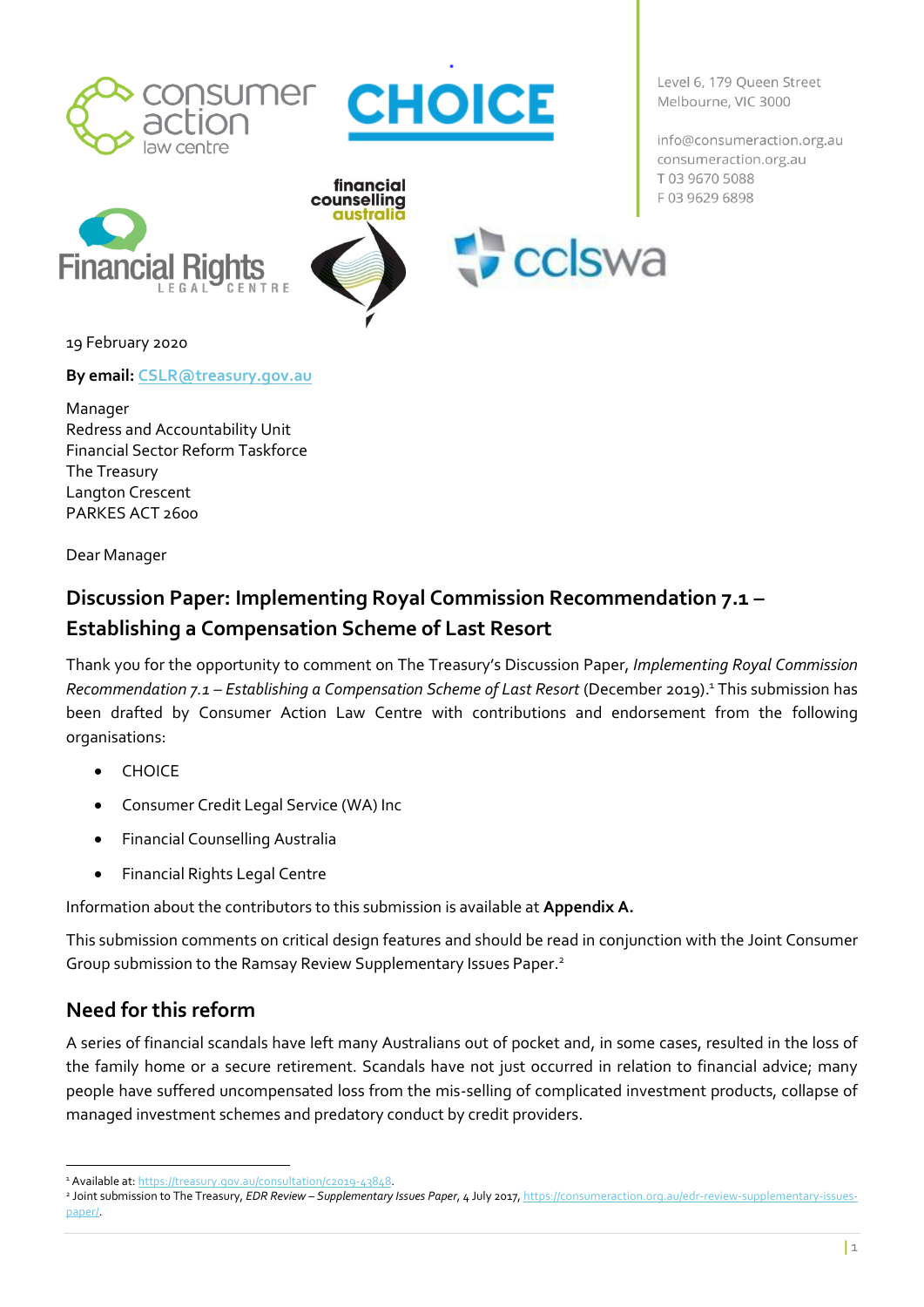Level 6, 179 Queen Street
Melbourne, VIC 3000

info@consumeraction.org.au
consumeraction.org.au
T 03 9670 5088
F 03 9629 6898

19 February 2020

**By email:** CSLR@treasury.gov.au

Manager
Redress and Accountability Unit
Financial Sector Reform Taskforce
The Treasury
Langton Crescent
PARKES ACT 2600

Dear Manager

## Discussion Paper: Implementing Royal Commission Recommendation 7.1 – Establishing a Compensation Scheme of Last Resort

Thank you for the opportunity to comment on The Treasury's Discussion Paper, *Implementing Royal Commission Recommendation 7.1 – Establishing a Compensation Scheme of Last Resort* (December 2019).[1] This submission has been drafted by Consumer Action Law Centre with contributions and endorsement from the following organisations:

- CHOICE
- Consumer Credit Legal Service (WA) Inc
- Financial Counselling Australia
- Financial Rights Legal Centre

Information about the contributors to this submission is available at **Appendix A.**

This submission comments on critical design features and should be read in conjunction with the Joint Consumer Group submission to the Ramsay Review Supplementary Issues Paper.[2]

## Need for this reform

A series of financial scandals have left many Australians out of pocket and, in some cases, resulted in the loss of the family home or a secure retirement. Scandals have not just occurred in relation to financial advice; many people have suffered uncompensated loss from the mis-selling of complicated investment products, collapse of managed investment schemes and predatory conduct by credit providers.

[1] Available at: https://treasury.gov.au/consultation/c2019-43848.

[2] Joint submission to The Treasury, *EDR Review – Supplementary Issues Paper*, 4 July 2017, https://consumeraction.org.au/edr-review-supplementary-issues-paper/.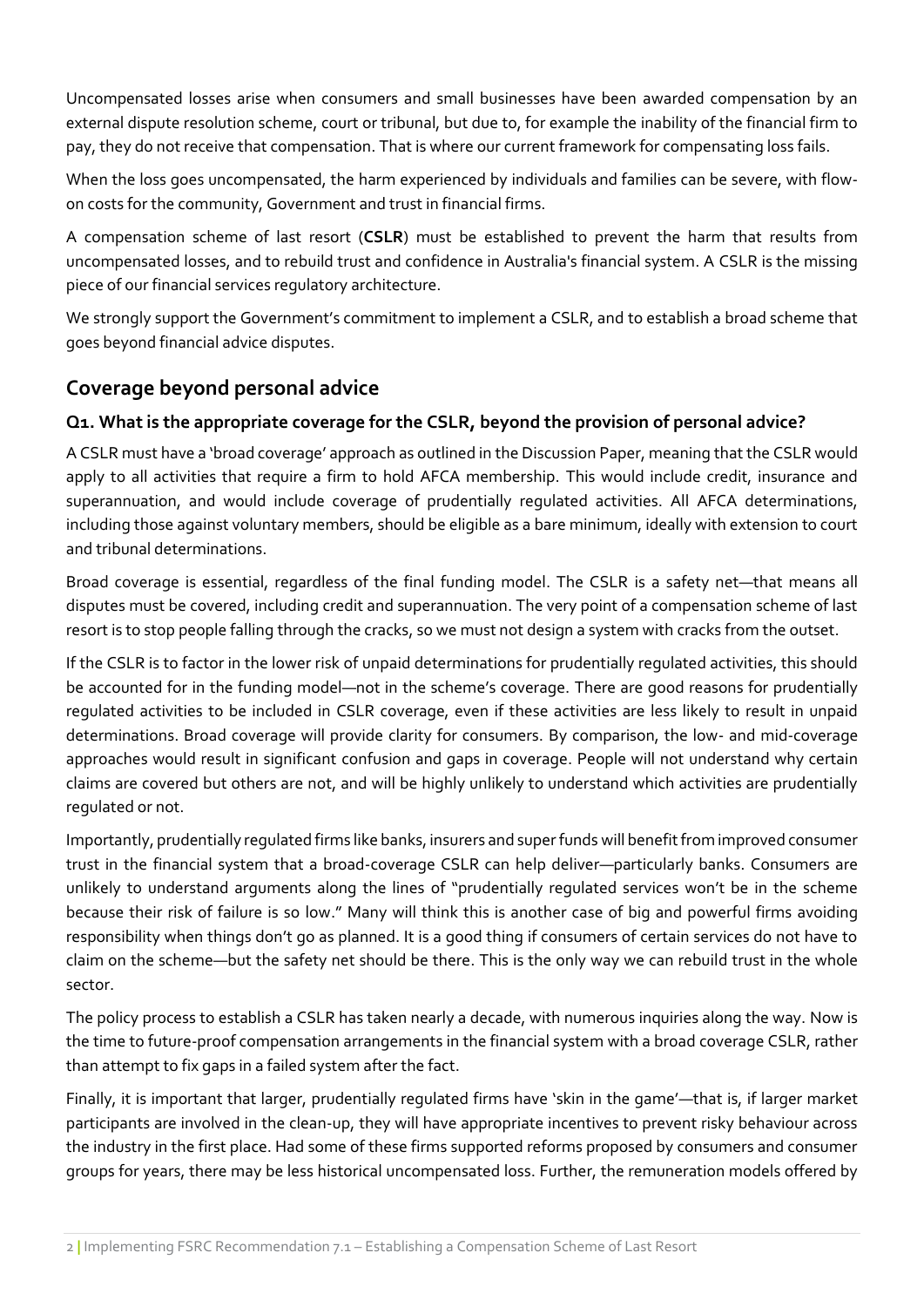Uncompensated losses arise when consumers and small businesses have been awarded compensation by an external dispute resolution scheme, court or tribunal, but due to, for example the inability of the financial firm to pay, they do not receive that compensation. That is where our current framework for compensating loss fails.

When the loss goes uncompensated, the harm experienced by individuals and families can be severe, with flow-on costs for the community, Government and trust in financial firms.

A compensation scheme of last resort (**CSLR**) must be established to prevent the harm that results from uncompensated losses, and to rebuild trust and confidence in Australia's financial system. A CSLR is the missing piece of our financial services regulatory architecture.

We strongly support the Government's commitment to implement a CSLR, and to establish a broad scheme that goes beyond financial advice disputes.

## Coverage beyond personal advice

### Q1. What is the appropriate coverage for the CSLR, beyond the provision of personal advice?

A CSLR must have a 'broad coverage' approach as outlined in the Discussion Paper, meaning that the CSLR would apply to all activities that require a firm to hold AFCA membership. This would include credit, insurance and superannuation, and would include coverage of prudentially regulated activities. All AFCA determinations, including those against voluntary members, should be eligible as a bare minimum, ideally with extension to court and tribunal determinations.

Broad coverage is essential, regardless of the final funding model. The CSLR is a safety net—that means all disputes must be covered, including credit and superannuation. The very point of a compensation scheme of last resort is to stop people falling through the cracks, so we must not design a system with cracks from the outset.

If the CSLR is to factor in the lower risk of unpaid determinations for prudentially regulated activities, this should be accounted for in the funding model—not in the scheme's coverage. There are good reasons for prudentially regulated activities to be included in CSLR coverage, even if these activities are less likely to result in unpaid determinations. Broad coverage will provide clarity for consumers. By comparison, the low- and mid-coverage approaches would result in significant confusion and gaps in coverage. People will not understand why certain claims are covered but others are not, and will be highly unlikely to understand which activities are prudentially regulated or not.

Importantly, prudentially regulated firms like banks, insurers and super funds will benefit from improved consumer trust in the financial system that a broad-coverage CSLR can help deliver—particularly banks. Consumers are unlikely to understand arguments along the lines of "prudentially regulated services won't be in the scheme because their risk of failure is so low." Many will think this is another case of big and powerful firms avoiding responsibility when things don't go as planned. It is a good thing if consumers of certain services do not have to claim on the scheme—but the safety net should be there. This is the only way we can rebuild trust in the whole sector.

The policy process to establish a CSLR has taken nearly a decade, with numerous inquiries along the way. Now is the time to future-proof compensation arrangements in the financial system with a broad coverage CSLR, rather than attempt to fix gaps in a failed system after the fact.

Finally, it is important that larger, prudentially regulated firms have 'skin in the game'—that is, if larger market participants are involved in the clean-up, they will have appropriate incentives to prevent risky behaviour across the industry in the first place. Had some of these firms supported reforms proposed by consumers and consumer groups for years, there may be less historical uncompensated loss. Further, the remuneration models offered by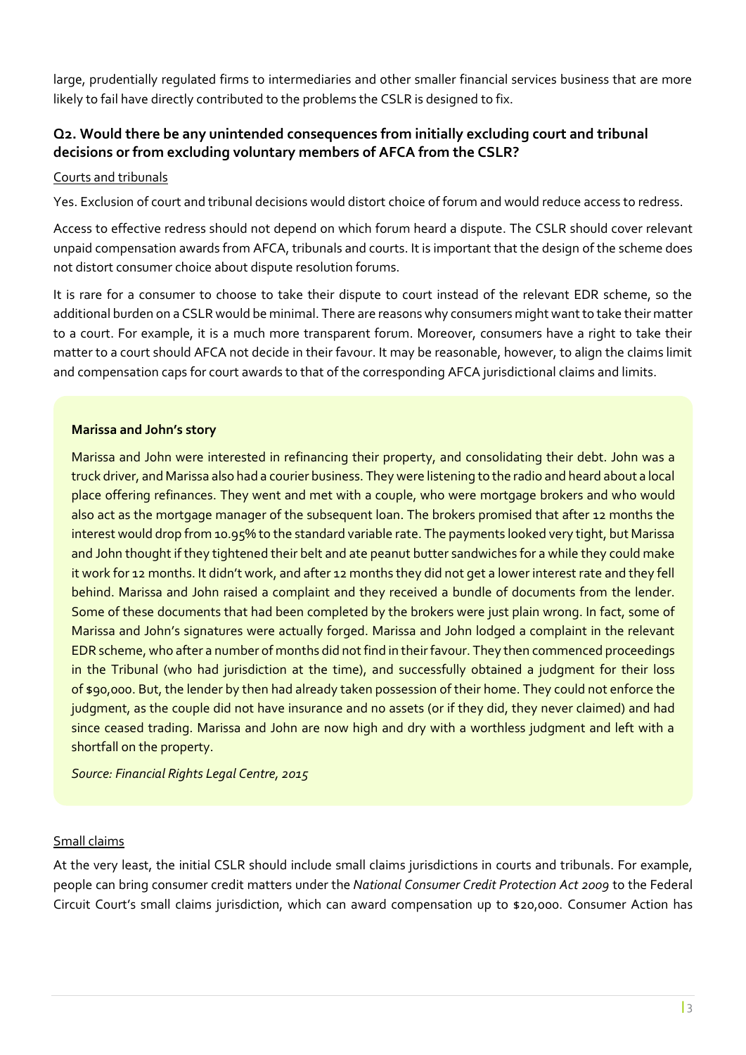large, prudentially regulated firms to intermediaries and other smaller financial services business that are more likely to fail have directly contributed to the problems the CSLR is designed to fix.

### Q2. Would there be any unintended consequences from initially excluding court and tribunal decisions or from excluding voluntary members of AFCA from the CSLR?

Courts and tribunals

Yes. Exclusion of court and tribunal decisions would distort choice of forum and would reduce access to redress.

Access to effective redress should not depend on which forum heard a dispute. The CSLR should cover relevant unpaid compensation awards from AFCA, tribunals and courts. It is important that the design of the scheme does not distort consumer choice about dispute resolution forums.

It is rare for a consumer to choose to take their dispute to court instead of the relevant EDR scheme, so the additional burden on a CSLR would be minimal. There are reasons why consumers might want to take their matter to a court. For example, it is a much more transparent forum. Moreover, consumers have a right to take their matter to a court should AFCA not decide in their favour. It may be reasonable, however, to align the claims limit and compensation caps for court awards to that of the corresponding AFCA jurisdictional claims and limits.

**Marissa and John's story**

Marissa and John were interested in refinancing their property, and consolidating their debt. John was a truck driver, and Marissa also had a courier business. They were listening to the radio and heard about a local place offering refinances. They went and met with a couple, who were mortgage brokers and who would also act as the mortgage manager of the subsequent loan. The brokers promised that after 12 months the interest would drop from 10.95% to the standard variable rate. The payments looked very tight, but Marissa and John thought if they tightened their belt and ate peanut butter sandwiches for a while they could make it work for 12 months. It didn't work, and after 12 months they did not get a lower interest rate and they fell behind. Marissa and John raised a complaint and they received a bundle of documents from the lender. Some of these documents that had been completed by the brokers were just plain wrong. In fact, some of Marissa and John's signatures were actually forged. Marissa and John lodged a complaint in the relevant EDR scheme, who after a number of months did not find in their favour. They then commenced proceedings in the Tribunal (who had jurisdiction at the time), and successfully obtained a judgment for their loss of $90,000. But, the lender by then had already taken possession of their home. They could not enforce the judgment, as the couple did not have insurance and no assets (or if they did, they never claimed) and had since ceased trading. Marissa and John are now high and dry with a worthless judgment and left with a shortfall on the property.

*Source: Financial Rights Legal Centre, 2015*

Small claims

At the very least, the initial CSLR should include small claims jurisdictions in courts and tribunals. For example, people can bring consumer credit matters under the *National Consumer Credit Protection Act 2009* to the Federal Circuit Court's small claims jurisdiction, which can award compensation up to $20,000. Consumer Action has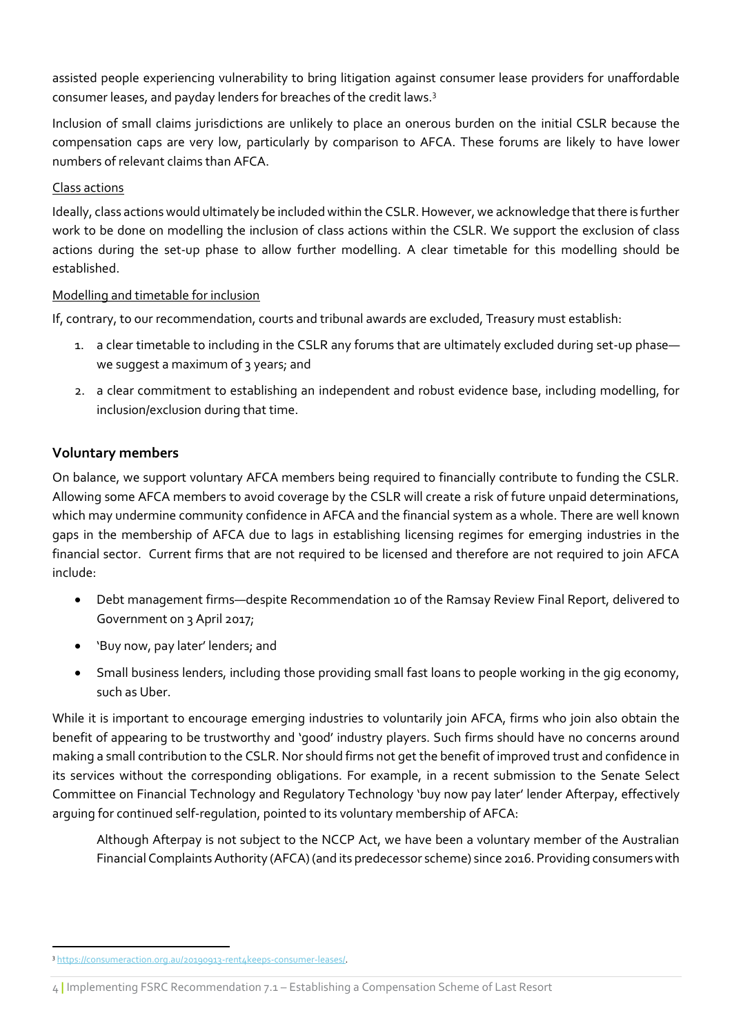assisted people experiencing vulnerability to bring litigation against consumer lease providers for unaffordable consumer leases, and payday lenders for breaches of the credit laws.[3]

Inclusion of small claims jurisdictions are unlikely to place an onerous burden on the initial CSLR because the compensation caps are very low, particularly by comparison to AFCA. These forums are likely to have lower numbers of relevant claims than AFCA.

Class actions

Ideally, class actions would ultimately be included within the CSLR. However, we acknowledge that there is further work to be done on modelling the inclusion of class actions within the CSLR. We support the exclusion of class actions during the set-up phase to allow further modelling. A clear timetable for this modelling should be established.

Modelling and timetable for inclusion

If, contrary, to our recommendation, courts and tribunal awards are excluded, Treasury must establish:

1. a clear timetable to including in the CSLR any forums that are ultimately excluded during set-up phase—we suggest a maximum of 3 years; and
2. a clear commitment to establishing an independent and robust evidence base, including modelling, for inclusion/exclusion during that time.

### Voluntary members

On balance, we support voluntary AFCA members being required to financially contribute to funding the CSLR. Allowing some AFCA members to avoid coverage by the CSLR will create a risk of future unpaid determinations, which may undermine community confidence in AFCA and the financial system as a whole. There are well known gaps in the membership of AFCA due to lags in establishing licensing regimes for emerging industries in the financial sector. Current firms that are not required to be licensed and therefore are not required to join AFCA include:

- Debt management firms—despite Recommendation 10 of the Ramsay Review Final Report, delivered to Government on 3 April 2017;
- 'Buy now, pay later' lenders; and
- Small business lenders, including those providing small fast loans to people working in the gig economy, such as Uber.

While it is important to encourage emerging industries to voluntarily join AFCA, firms who join also obtain the benefit of appearing to be trustworthy and 'good' industry players. Such firms should have no concerns around making a small contribution to the CSLR. Nor should firms not get the benefit of improved trust and confidence in its services without the corresponding obligations. For example, in a recent submission to the Senate Select Committee on Financial Technology and Regulatory Technology 'buy now pay later' lender Afterpay, effectively arguing for continued self-regulation, pointed to its voluntary membership of AFCA:

> Although Afterpay is not subject to the NCCP Act, we have been a voluntary member of the Australian Financial Complaints Authority (AFCA) (and its predecessor scheme) since 2016. Providing consumers with

[3] https://consumeraction.org.au/20190913-rent4keeps-consumer-leases/.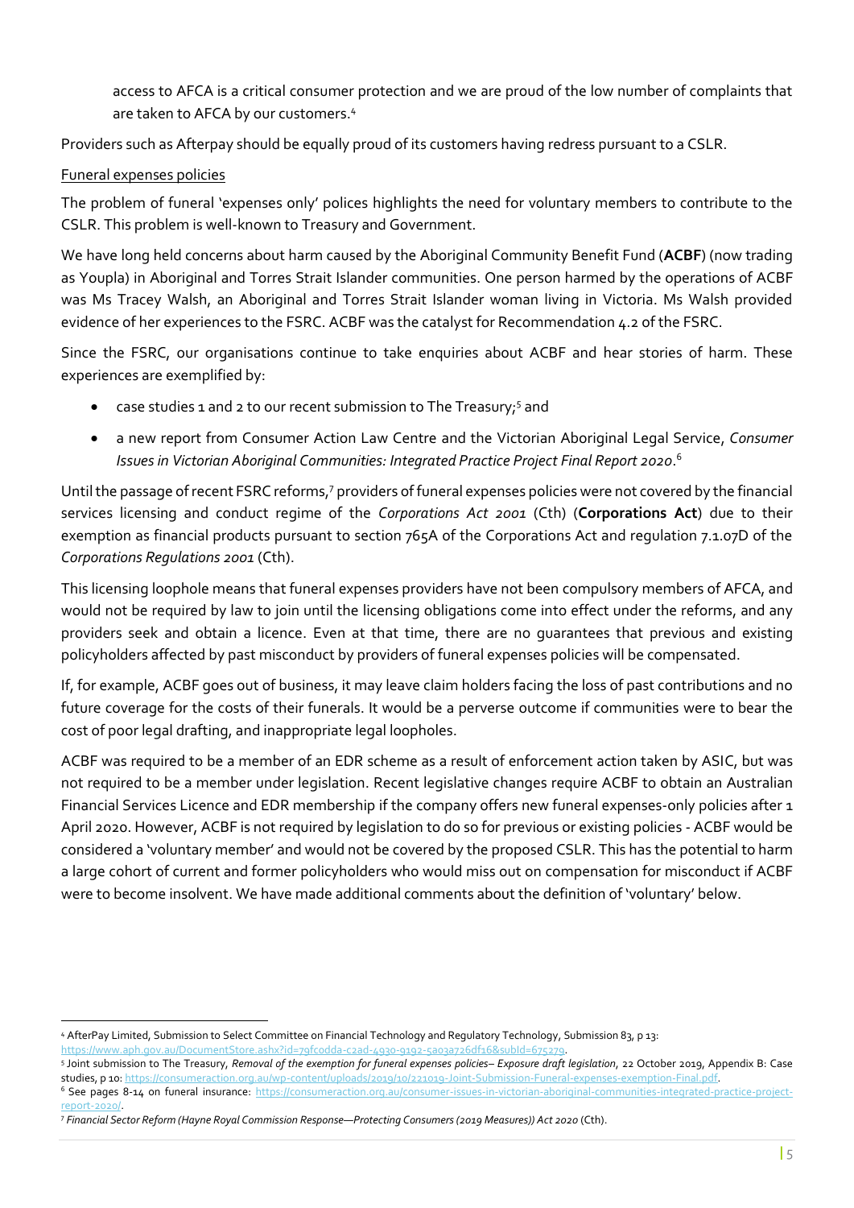access to AFCA is a critical consumer protection and we are proud of the low number of complaints that are taken to AFCA by our customers.[4]

Providers such as Afterpay should be equally proud of its customers having redress pursuant to a CSLR.

Funeral expenses policies

The problem of funeral 'expenses only' polices highlights the need for voluntary members to contribute to the CSLR. This problem is well-known to Treasury and Government.

We have long held concerns about harm caused by the Aboriginal Community Benefit Fund (**ACBF**) (now trading as Youpla) in Aboriginal and Torres Strait Islander communities. One person harmed by the operations of ACBF was Ms Tracey Walsh, an Aboriginal and Torres Strait Islander woman living in Victoria. Ms Walsh provided evidence of her experiences to the FSRC. ACBF was the catalyst for Recommendation 4.2 of the FSRC.

Since the FSRC, our organisations continue to take enquiries about ACBF and hear stories of harm. These experiences are exemplified by:

- case studies 1 and 2 to our recent submission to The Treasury;[5] and
- a new report from Consumer Action Law Centre and the Victorian Aboriginal Legal Service, *Consumer Issues in Victorian Aboriginal Communities: Integrated Practice Project Final Report 2020*.[6]

Until the passage of recent FSRC reforms,[7] providers of funeral expenses policies were not covered by the financial services licensing and conduct regime of the *Corporations Act 2001* (Cth) (**Corporations Act**) due to their exemption as financial products pursuant to section 765A of the Corporations Act and regulation 7.1.07D of the *Corporations Regulations 2001* (Cth).

This licensing loophole means that funeral expenses providers have not been compulsory members of AFCA, and would not be required by law to join until the licensing obligations come into effect under the reforms, and any providers seek and obtain a licence. Even at that time, there are no guarantees that previous and existing policyholders affected by past misconduct by providers of funeral expenses policies will be compensated.

If, for example, ACBF goes out of business, it may leave claim holders facing the loss of past contributions and no future coverage for the costs of their funerals. It would be a perverse outcome if communities were to bear the cost of poor legal drafting, and inappropriate legal loopholes.

ACBF was required to be a member of an EDR scheme as a result of enforcement action taken by ASIC, but was not required to be a member under legislation. Recent legislative changes require ACBF to obtain an Australian Financial Services Licence and EDR membership if the company offers new funeral expenses-only policies after 1 April 2020. However, ACBF is not required by legislation to do so for previous or existing policies - ACBF would be considered a 'voluntary member' and would not be covered by the proposed CSLR. This has the potential to harm a large cohort of current and former policyholders who would miss out on compensation for misconduct if ACBF were to become insolvent. We have made additional comments about the definition of 'voluntary' below.

---

[4] AfterPay Limited, Submission to Select Committee on Financial Technology and Regulatory Technology, Submission 83, p 13: https://www.aph.gov.au/DocumentStore.ashx?id=79fc0dda-c2ad-4930-9192-5a03a726df16&subId=675279.

[5] Joint submission to The Treasury, *Removal of the exemption for funeral expenses policies– Exposure draft legislation*, 22 October 2019, Appendix B: Case studies, p 10: https://consumeraction.org.au/wp-content/uploads/2019/10/221019-Joint-Submission-Funeral-expenses-exemption-Final.pdf.

[6] See pages 8-14 on funeral insurance: https://consumeraction.org.au/consumer-issues-in-victorian-aboriginal-communities-integrated-practice-project-report-2020/.

[7] *Financial Sector Reform (Hayne Royal Commission Response—Protecting Consumers (2019 Measures)) Act 2020* (Cth).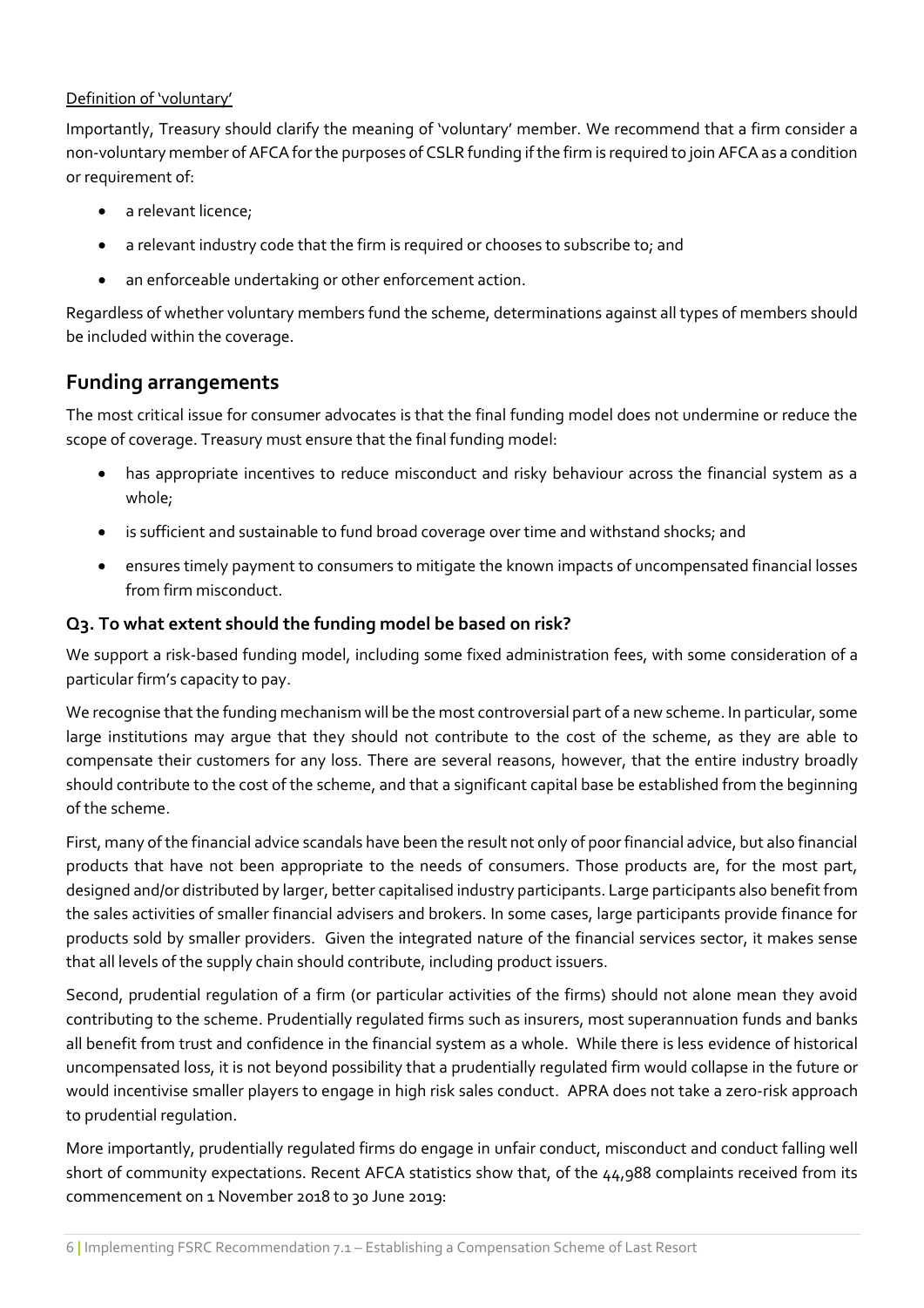<u>Definition of 'voluntary'</u>

Importantly, Treasury should clarify the meaning of 'voluntary' member. We recommend that a firm consider a non-voluntary member of AFCA for the purposes of CSLR funding if the firm is required to join AFCA as a condition or requirement of:

- a relevant licence;
- a relevant industry code that the firm is required or chooses to subscribe to; and
- an enforceable undertaking or other enforcement action.

Regardless of whether voluntary members fund the scheme, determinations against all types of members should be included within the coverage.

## Funding arrangements

The most critical issue for consumer advocates is that the final funding model does not undermine or reduce the scope of coverage. Treasury must ensure that the final funding model:

- has appropriate incentives to reduce misconduct and risky behaviour across the financial system as a whole;
- is sufficient and sustainable to fund broad coverage over time and withstand shocks; and
- ensures timely payment to consumers to mitigate the known impacts of uncompensated financial losses from firm misconduct.

### Q3. To what extent should the funding model be based on risk?

We support a risk-based funding model, including some fixed administration fees, with some consideration of a particular firm's capacity to pay.

We recognise that the funding mechanism will be the most controversial part of a new scheme. In particular, some large institutions may argue that they should not contribute to the cost of the scheme, as they are able to compensate their customers for any loss. There are several reasons, however, that the entire industry broadly should contribute to the cost of the scheme, and that a significant capital base be established from the beginning of the scheme.

First, many of the financial advice scandals have been the result not only of poor financial advice, but also financial products that have not been appropriate to the needs of consumers. Those products are, for the most part, designed and/or distributed by larger, better capitalised industry participants. Large participants also benefit from the sales activities of smaller financial advisers and brokers. In some cases, large participants provide finance for products sold by smaller providers. Given the integrated nature of the financial services sector, it makes sense that all levels of the supply chain should contribute, including product issuers.

Second, prudential regulation of a firm (or particular activities of the firms) should not alone mean they avoid contributing to the scheme. Prudentially regulated firms such as insurers, most superannuation funds and banks all benefit from trust and confidence in the financial system as a whole. While there is less evidence of historical uncompensated loss, it is not beyond possibility that a prudentially regulated firm would collapse in the future or would incentivise smaller players to engage in high risk sales conduct. APRA does not take a zero-risk approach to prudential regulation.

More importantly, prudentially regulated firms do engage in unfair conduct, misconduct and conduct falling well short of community expectations. Recent AFCA statistics show that, of the 44,988 complaints received from its commencement on 1 November 2018 to 30 June 2019: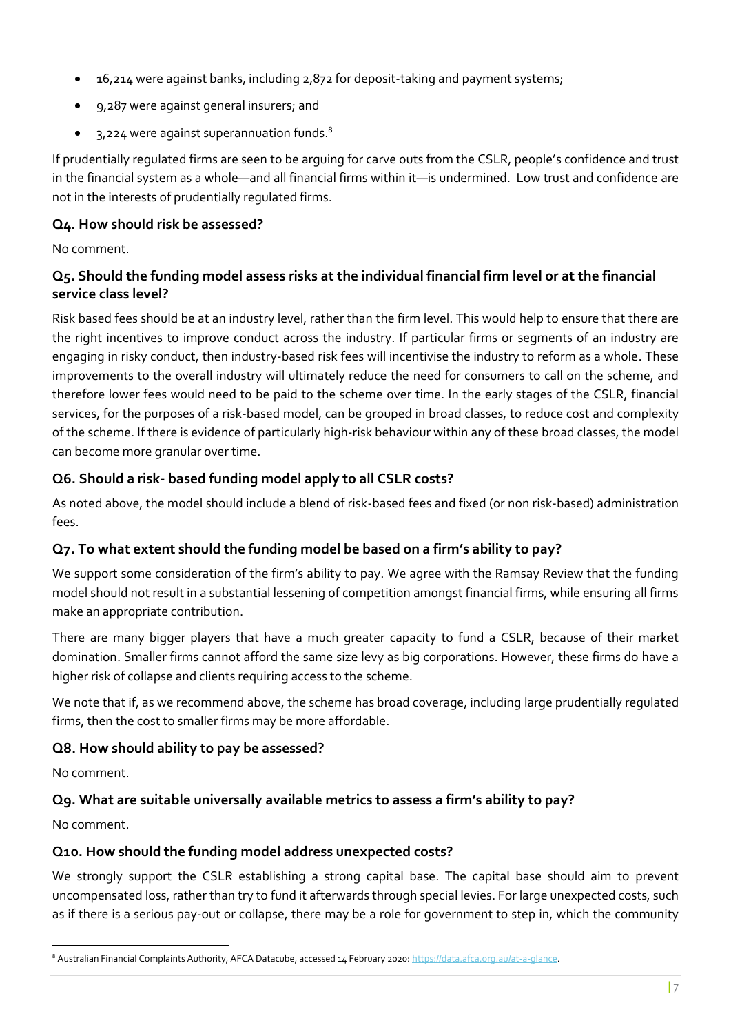- 16,214 were against banks, including 2,872 for deposit-taking and payment systems;
- 9,287 were against general insurers; and
- 3,224 were against superannuation funds.[8]

If prudentially regulated firms are seen to be arguing for carve outs from the CSLR, people's confidence and trust in the financial system as a whole—and all financial firms within it—is undermined. Low trust and confidence are not in the interests of prudentially regulated firms.

### Q4. How should risk be assessed?

No comment.

### Q5. Should the funding model assess risks at the individual financial firm level or at the financial service class level?

Risk based fees should be at an industry level, rather than the firm level. This would help to ensure that there are the right incentives to improve conduct across the industry. If particular firms or segments of an industry are engaging in risky conduct, then industry-based risk fees will incentivise the industry to reform as a whole. These improvements to the overall industry will ultimately reduce the need for consumers to call on the scheme, and therefore lower fees would need to be paid to the scheme over time. In the early stages of the CSLR, financial services, for the purposes of a risk-based model, can be grouped in broad classes, to reduce cost and complexity of the scheme. If there is evidence of particularly high-risk behaviour within any of these broad classes, the model can become more granular over time.

### Q6. Should a risk- based funding model apply to all CSLR costs?

As noted above, the model should include a blend of risk-based fees and fixed (or non risk-based) administration fees.

### Q7. To what extent should the funding model be based on a firm's ability to pay?

We support some consideration of the firm's ability to pay. We agree with the Ramsay Review that the funding model should not result in a substantial lessening of competition amongst financial firms, while ensuring all firms make an appropriate contribution.

There are many bigger players that have a much greater capacity to fund a CSLR, because of their market domination. Smaller firms cannot afford the same size levy as big corporations. However, these firms do have a higher risk of collapse and clients requiring access to the scheme.

We note that if, as we recommend above, the scheme has broad coverage, including large prudentially regulated firms, then the cost to smaller firms may be more affordable.

### Q8. How should ability to pay be assessed?

No comment.

### Q9. What are suitable universally available metrics to assess a firm's ability to pay?

No comment.

### Q10. How should the funding model address unexpected costs?

We strongly support the CSLR establishing a strong capital base. The capital base should aim to prevent uncompensated loss, rather than try to fund it afterwards through special levies. For large unexpected costs, such as if there is a serious pay-out or collapse, there may be a role for government to step in, which the community

---

[8] Australian Financial Complaints Authority, AFCA Datacube, accessed 14 February 2020: https://data.afca.org.au/at-a-glance.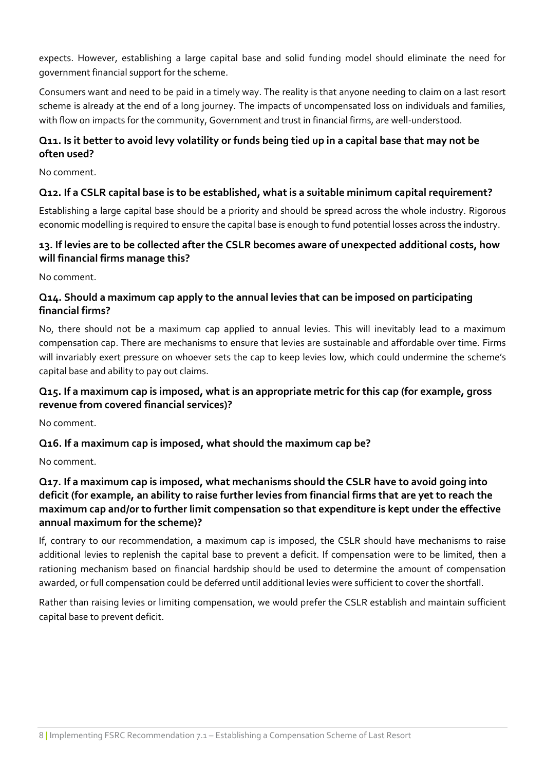expects. However, establishing a large capital base and solid funding model should eliminate the need for government financial support for the scheme.

Consumers want and need to be paid in a timely way. The reality is that anyone needing to claim on a last resort scheme is already at the end of a long journey. The impacts of uncompensated loss on individuals and families, with flow on impacts for the community, Government and trust in financial firms, are well-understood.

### Q11. Is it better to avoid levy volatility or funds being tied up in a capital base that may not be often used?

No comment.

### Q12. If a CSLR capital base is to be established, what is a suitable minimum capital requirement?

Establishing a large capital base should be a priority and should be spread across the whole industry. Rigorous economic modelling is required to ensure the capital base is enough to fund potential losses across the industry.

### 13. If levies are to be collected after the CSLR becomes aware of unexpected additional costs, how will financial firms manage this?

No comment.

### Q14. Should a maximum cap apply to the annual levies that can be imposed on participating financial firms?

No, there should not be a maximum cap applied to annual levies. This will inevitably lead to a maximum compensation cap. There are mechanisms to ensure that levies are sustainable and affordable over time. Firms will invariably exert pressure on whoever sets the cap to keep levies low, which could undermine the scheme's capital base and ability to pay out claims.

### Q15. If a maximum cap is imposed, what is an appropriate metric for this cap (for example, gross revenue from covered financial services)?

No comment.

### Q16. If a maximum cap is imposed, what should the maximum cap be?

No comment.

### Q17. If a maximum cap is imposed, what mechanisms should the CSLR have to avoid going into deficit (for example, an ability to raise further levies from financial firms that are yet to reach the maximum cap and/or to further limit compensation so that expenditure is kept under the effective annual maximum for the scheme)?

If, contrary to our recommendation, a maximum cap is imposed, the CSLR should have mechanisms to raise additional levies to replenish the capital base to prevent a deficit. If compensation were to be limited, then a rationing mechanism based on financial hardship should be used to determine the amount of compensation awarded, or full compensation could be deferred until additional levies were sufficient to cover the shortfall.

Rather than raising levies or limiting compensation, we would prefer the CSLR establish and maintain sufficient capital base to prevent deficit.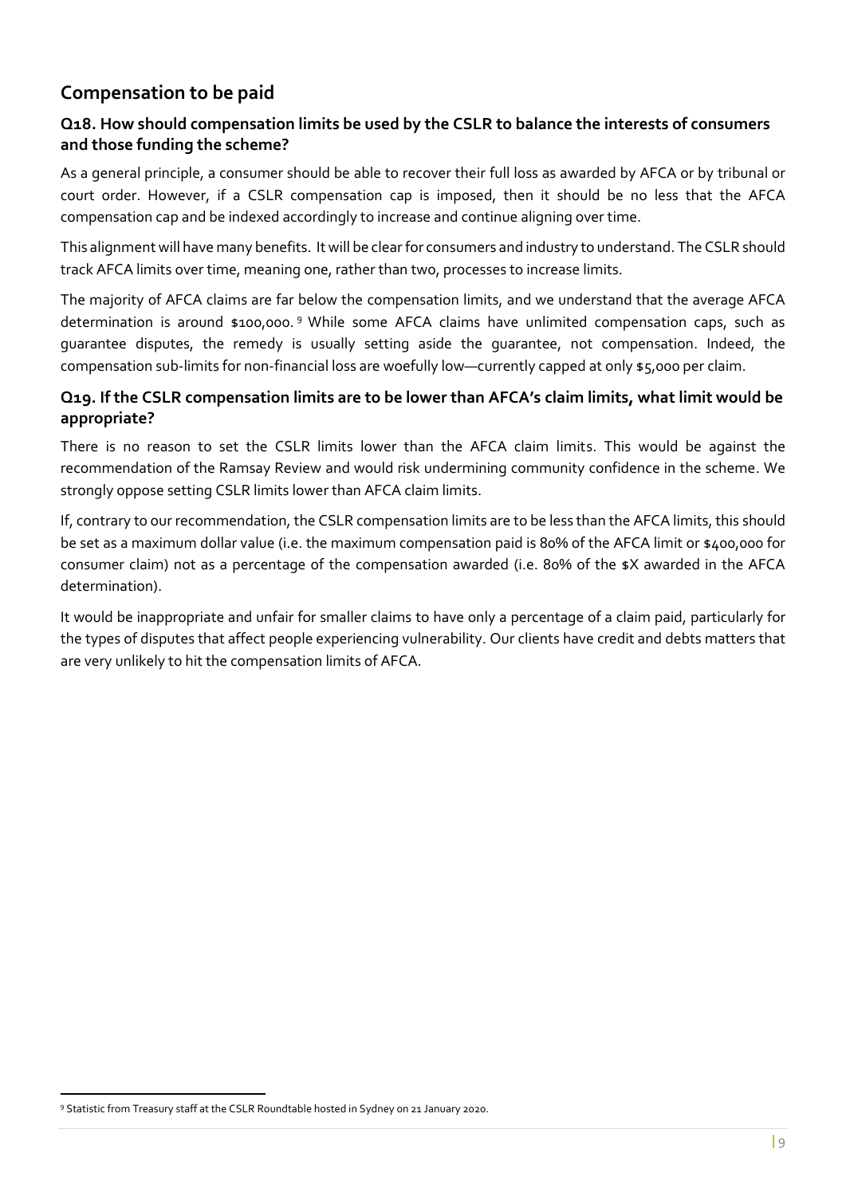## Compensation to be paid

### Q18. How should compensation limits be used by the CSLR to balance the interests of consumers and those funding the scheme?

As a general principle, a consumer should be able to recover their full loss as awarded by AFCA or by tribunal or court order. However, if a CSLR compensation cap is imposed, then it should be no less that the AFCA compensation cap and be indexed accordingly to increase and continue aligning over time.

This alignment will have many benefits. It will be clear for consumers and industry to understand. The CSLR should track AFCA limits over time, meaning one, rather than two, processes to increase limits.

The majority of AFCA claims are far below the compensation limits, and we understand that the average AFCA determination is around $100,000.[9] While some AFCA claims have unlimited compensation caps, such as guarantee disputes, the remedy is usually setting aside the guarantee, not compensation. Indeed, the compensation sub-limits for non-financial loss are woefully low—currently capped at only $5,000 per claim.

### Q19. If the CSLR compensation limits are to be lower than AFCA's claim limits, what limit would be appropriate?

There is no reason to set the CSLR limits lower than the AFCA claim limits. This would be against the recommendation of the Ramsay Review and would risk undermining community confidence in the scheme. We strongly oppose setting CSLR limits lower than AFCA claim limits.

If, contrary to our recommendation, the CSLR compensation limits are to be less than the AFCA limits, this should be set as a maximum dollar value (i.e. the maximum compensation paid is 80% of the AFCA limit or $400,000 for consumer claim) not as a percentage of the compensation awarded (i.e. 80% of the $X awarded in the AFCA determination).

It would be inappropriate and unfair for smaller claims to have only a percentage of a claim paid, particularly for the types of disputes that affect people experiencing vulnerability. Our clients have credit and debts matters that are very unlikely to hit the compensation limits of AFCA.

[9] Statistic from Treasury staff at the CSLR Roundtable hosted in Sydney on 21 January 2020.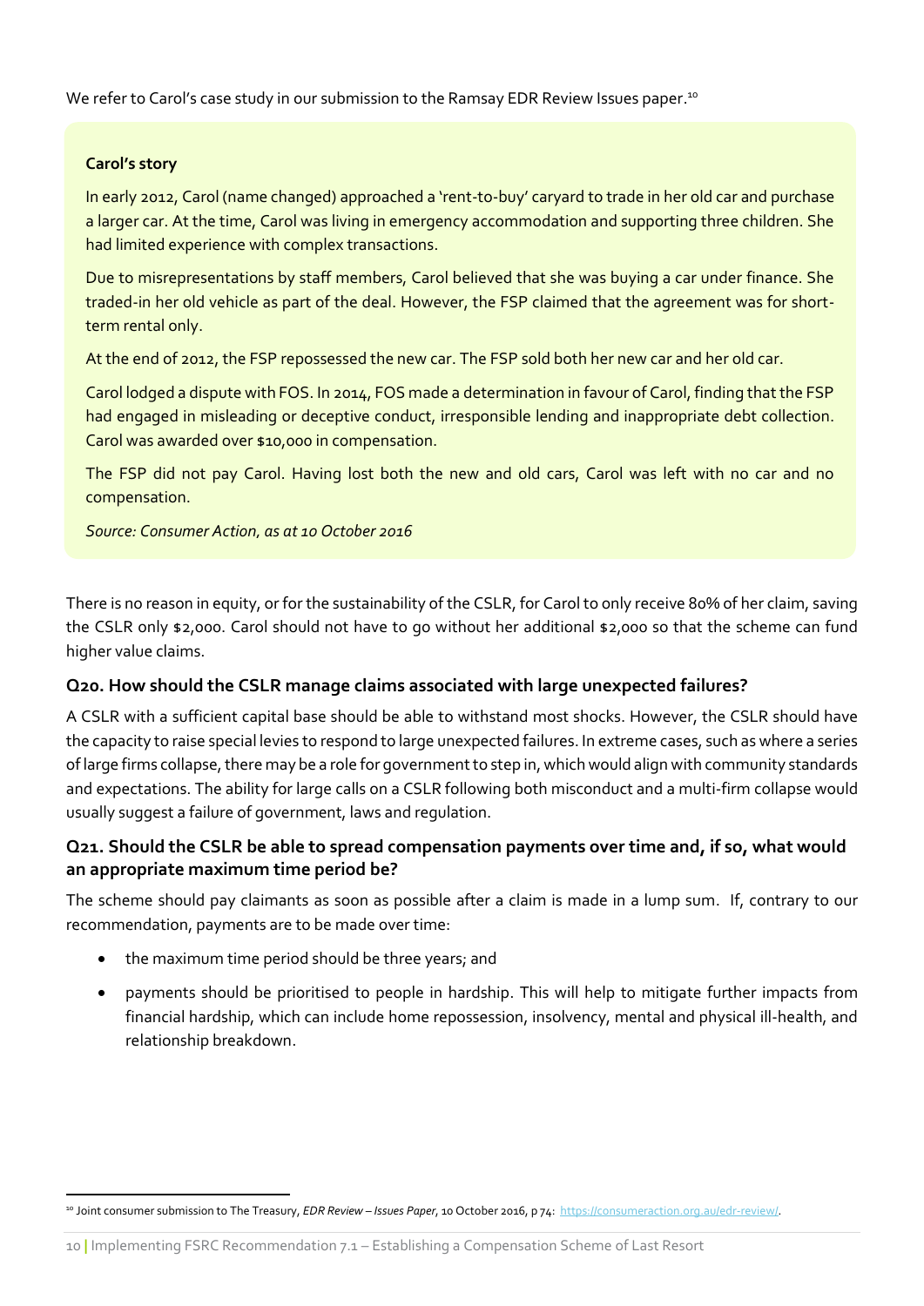We refer to Carol's case study in our submission to the Ramsay EDR Review Issues paper.[10]

> **Carol's story**
>
> In early 2012, Carol (name changed) approached a 'rent-to-buy' caryard to trade in her old car and purchase a larger car. At the time, Carol was living in emergency accommodation and supporting three children. She had limited experience with complex transactions.
>
> Due to misrepresentations by staff members, Carol believed that she was buying a car under finance. She traded-in her old vehicle as part of the deal. However, the FSP claimed that the agreement was for short-term rental only.
>
> At the end of 2012, the FSP repossessed the new car. The FSP sold both her new car and her old car.
>
> Carol lodged a dispute with FOS. In 2014, FOS made a determination in favour of Carol, finding that the FSP had engaged in misleading or deceptive conduct, irresponsible lending and inappropriate debt collection. Carol was awarded over $10,000 in compensation.
>
> The FSP did not pay Carol. Having lost both the new and old cars, Carol was left with no car and no compensation.
>
> *Source: Consumer Action, as at 10 October 2016*

There is no reason in equity, or for the sustainability of the CSLR, for Carol to only receive 80% of her claim, saving the CSLR only $2,000. Carol should not have to go without her additional $2,000 so that the scheme can fund higher value claims.

### Q20. How should the CSLR manage claims associated with large unexpected failures?

A CSLR with a sufficient capital base should be able to withstand most shocks. However, the CSLR should have the capacity to raise special levies to respond to large unexpected failures. In extreme cases, such as where a series of large firms collapse, there may be a role for government to step in, which would align with community standards and expectations. The ability for large calls on a CSLR following both misconduct and a multi-firm collapse would usually suggest a failure of government, laws and regulation.

### Q21. Should the CSLR be able to spread compensation payments over time and, if so, what would an appropriate maximum time period be?

The scheme should pay claimants as soon as possible after a claim is made in a lump sum. If, contrary to our recommendation, payments are to be made over time:

- the maximum time period should be three years; and
- payments should be prioritised to people in hardship. This will help to mitigate further impacts from financial hardship, which can include home repossession, insolvency, mental and physical ill-health, and relationship breakdown.

---

[10] Joint consumer submission to The Treasury, *EDR Review – Issues Paper*, 10 October 2016, p 74: https://consumeraction.org.au/edr-review/.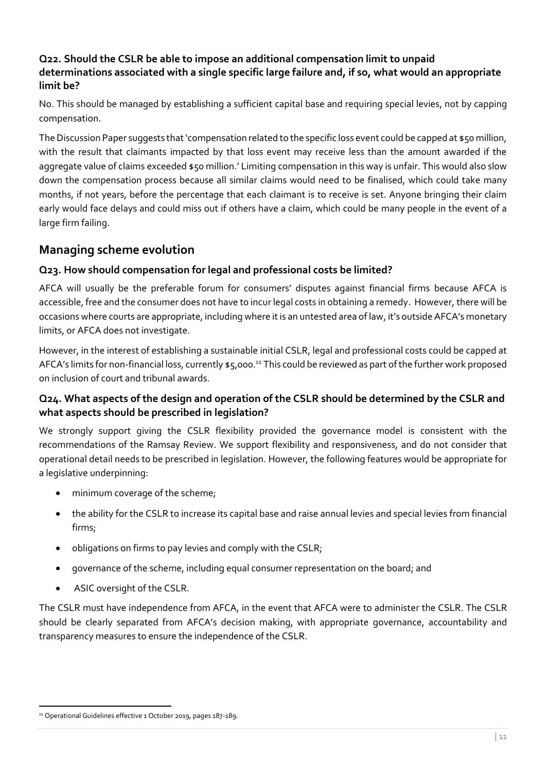### Q22. Should the CSLR be able to impose an additional compensation limit to unpaid determinations associated with a single specific large failure and, if so, what would an appropriate limit be?

No. This should be managed by establishing a sufficient capital base and requiring special levies, not by capping compensation.

The Discussion Paper suggests that 'compensation related to the specific loss event could be capped at $50 million, with the result that claimants impacted by that loss event may receive less than the amount awarded if the aggregate value of claims exceeded $50 million.' Limiting compensation in this way is unfair. This would also slow down the compensation process because all similar claims would need to be finalised, which could take many months, if not years, before the percentage that each claimant is to receive is set. Anyone bringing their claim early would face delays and could miss out if others have a claim, which could be many people in the event of a large firm failing.

## Managing scheme evolution

### Q23. How should compensation for legal and professional costs be limited?

AFCA will usually be the preferable forum for consumers' disputes against financial firms because AFCA is accessible, free and the consumer does not have to incur legal costs in obtaining a remedy. However, there will be occasions where courts are appropriate, including where it is an untested area of law, it's outside AFCA's monetary limits, or AFCA does not investigate.

However, in the interest of establishing a sustainable initial CSLR, legal and professional costs could be capped at AFCA's limits for non-financial loss, currently $5,000.[11] This could be reviewed as part of the further work proposed on inclusion of court and tribunal awards.

### Q24. What aspects of the design and operation of the CSLR should be determined by the CSLR and what aspects should be prescribed in legislation?

We strongly support giving the CSLR flexibility provided the governance model is consistent with the recommendations of the Ramsay Review. We support flexibility and responsiveness, and do not consider that operational detail needs to be prescribed in legislation. However, the following features would be appropriate for a legislative underpinning:

- minimum coverage of the scheme;
- the ability for the CSLR to increase its capital base and raise annual levies and special levies from financial firms;
- obligations on firms to pay levies and comply with the CSLR;
- governance of the scheme, including equal consumer representation on the board; and
- ASIC oversight of the CSLR.

The CSLR must have independence from AFCA, in the event that AFCA were to administer the CSLR. The CSLR should be clearly separated from AFCA's decision making, with appropriate governance, accountability and transparency measures to ensure the independence of the CSLR.

---

[11] Operational Guidelines effective 1 October 2019, pages 187-189.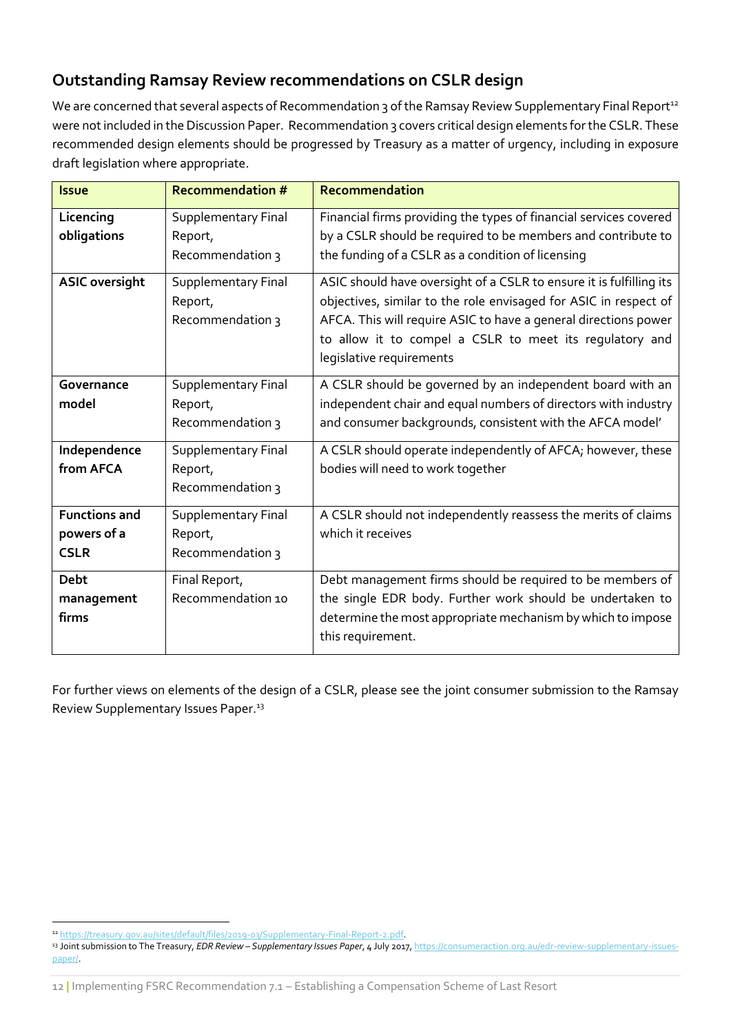## Outstanding Ramsay Review recommendations on CSLR design

We are concerned that several aspects of Recommendation 3 of the Ramsay Review Supplementary Final Report[12] were not included in the Discussion Paper. Recommendation 3 covers critical design elements for the CSLR. These recommended design elements should be progressed by Treasury as a matter of urgency, including in exposure draft legislation where appropriate.

| Issue | Recommendation # | Recommendation |
|---|---|---|
| **Licencing obligations** | Supplementary Final Report, Recommendation 3 | Financial firms providing the types of financial services covered by a CSLR should be required to be members and contribute to the funding of a CSLR as a condition of licensing |
| **ASIC oversight** | Supplementary Final Report, Recommendation 3 | ASIC should have oversight of a CSLR to ensure it is fulfilling its objectives, similar to the role envisaged for ASIC in respect of AFCA. This will require ASIC to have a general directions power to allow it to compel a CSLR to meet its regulatory and legislative requirements |
| **Governance model** | Supplementary Final Report, Recommendation 3 | A CSLR should be governed by an independent board with an independent chair and equal numbers of directors with industry and consumer backgrounds, consistent with the AFCA model' |
| **Independence from AFCA** | Supplementary Final Report, Recommendation 3 | A CSLR should operate independently of AFCA; however, these bodies will need to work together |
| **Functions and powers of a CSLR** | Supplementary Final Report, Recommendation 3 | A CSLR should not independently reassess the merits of claims which it receives |
| **Debt management firms** | Final Report, Recommendation 10 | Debt management firms should be required to be members of the single EDR body. Further work should be undertaken to determine the most appropriate mechanism by which to impose this requirement. |

For further views on elements of the design of a CSLR, please see the joint consumer submission to the Ramsay Review Supplementary Issues Paper.[13]

[12] https://treasury.gov.au/sites/default/files/2019-03/Supplementary-Final-Report-2.pdf.

[13] Joint submission to The Treasury, *EDR Review – Supplementary Issues Paper*, 4 July 2017, https://consumeraction.org.au/edr-review-supplementary-issues-paper/.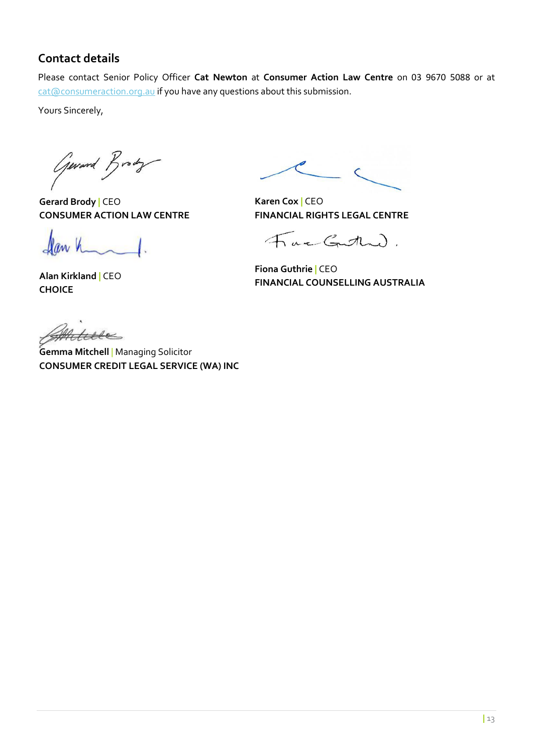## Contact details

Please contact Senior Policy Officer **Cat Newton** at **Consumer Action Law Centre** on 03 9670 5088 or at cat@consumeraction.org.au if you have any questions about this submission.

Yours Sincerely,

**Gerard Brody** | CEO
**CONSUMER ACTION LAW CENTRE**

**Karen Cox** | CEO
**FINANCIAL RIGHTS LEGAL CENTRE**

**Alan Kirkland** | CEO
**CHOICE**

**Fiona Guthrie** | CEO
**FINANCIAL COUNSELLING AUSTRALIA**

**Gemma Mitchell** | Managing Solicitor
**CONSUMER CREDIT LEGAL SERVICE (WA) INC**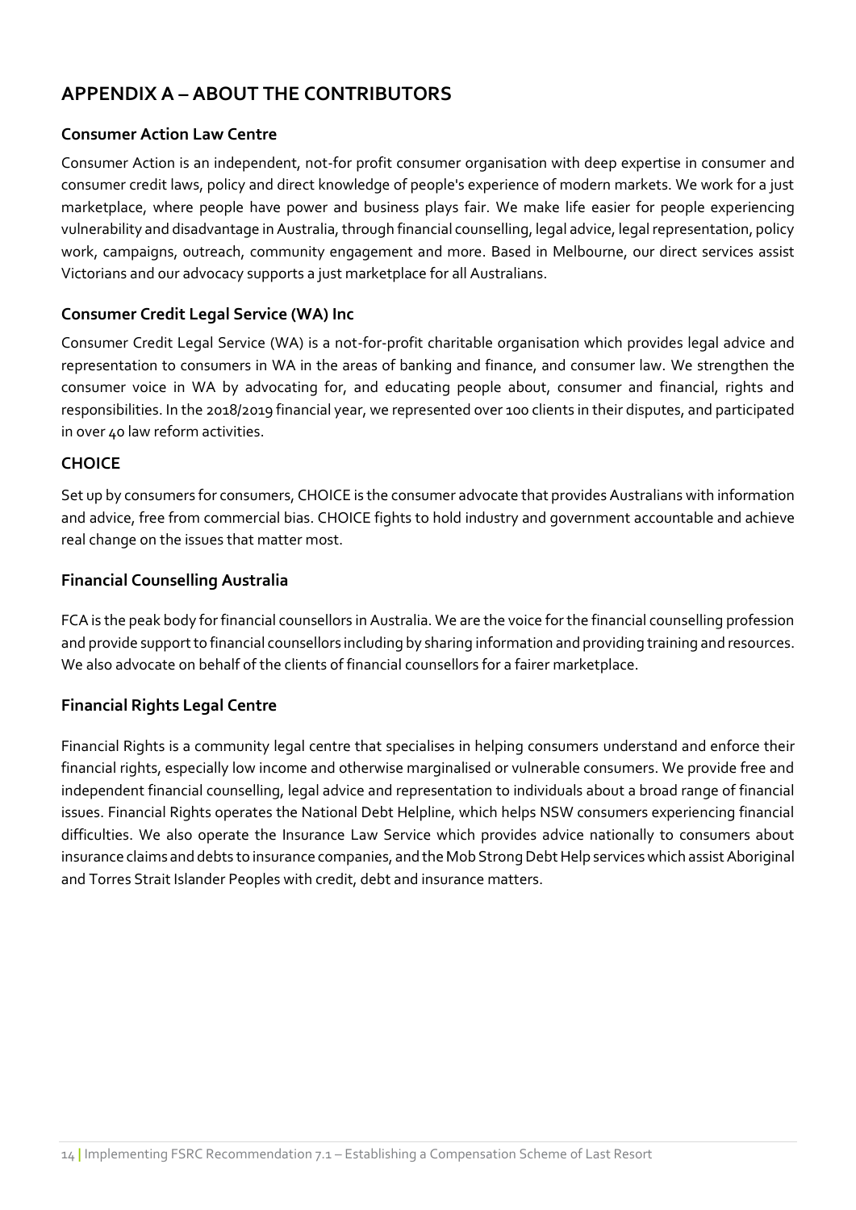## APPENDIX A – ABOUT THE CONTRIBUTORS

### Consumer Action Law Centre

Consumer Action is an independent, not-for profit consumer organisation with deep expertise in consumer and consumer credit laws, policy and direct knowledge of people's experience of modern markets. We work for a just marketplace, where people have power and business plays fair. We make life easier for people experiencing vulnerability and disadvantage in Australia, through financial counselling, legal advice, legal representation, policy work, campaigns, outreach, community engagement and more. Based in Melbourne, our direct services assist Victorians and our advocacy supports a just marketplace for all Australians.

### Consumer Credit Legal Service (WA) Inc

Consumer Credit Legal Service (WA) is a not-for-profit charitable organisation which provides legal advice and representation to consumers in WA in the areas of banking and finance, and consumer law. We strengthen the consumer voice in WA by advocating for, and educating people about, consumer and financial, rights and responsibilities. In the 2018/2019 financial year, we represented over 100 clients in their disputes, and participated in over 40 law reform activities.

### CHOICE

Set up by consumers for consumers, CHOICE is the consumer advocate that provides Australians with information and advice, free from commercial bias. CHOICE fights to hold industry and government accountable and achieve real change on the issues that matter most.

### Financial Counselling Australia

FCA is the peak body for financial counsellors in Australia. We are the voice for the financial counselling profession and provide support to financial counsellors including by sharing information and providing training and resources. We also advocate on behalf of the clients of financial counsellors for a fairer marketplace.

### Financial Rights Legal Centre

Financial Rights is a community legal centre that specialises in helping consumers understand and enforce their financial rights, especially low income and otherwise marginalised or vulnerable consumers. We provide free and independent financial counselling, legal advice and representation to individuals about a broad range of financial issues. Financial Rights operates the National Debt Helpline, which helps NSW consumers experiencing financial difficulties. We also operate the Insurance Law Service which provides advice nationally to consumers about insurance claims and debts to insurance companies, and the Mob Strong Debt Help services which assist Aboriginal and Torres Strait Islander Peoples with credit, debt and insurance matters.